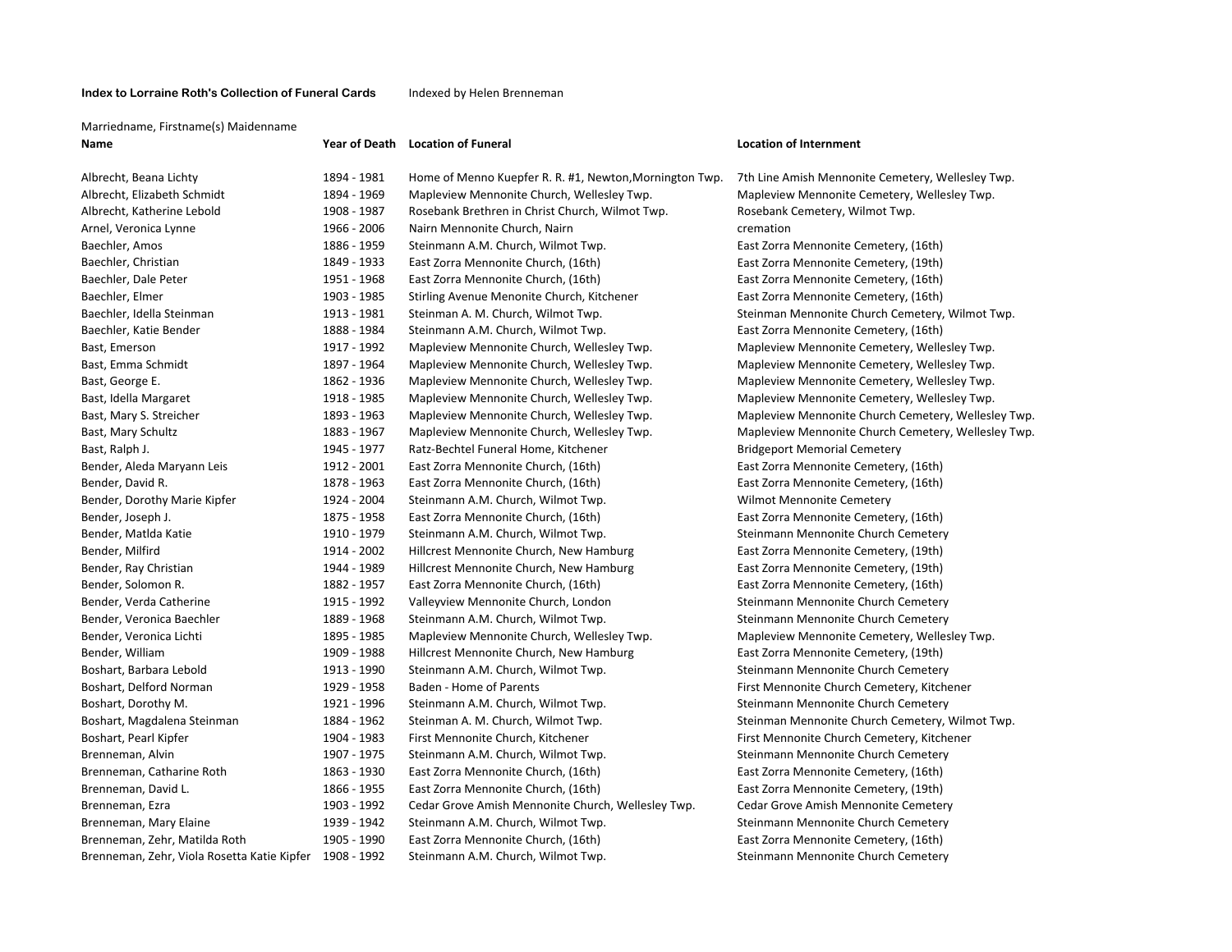**Index to Lorraine Roth's Collection of Funeral Cards** Indexed by Helen Brenneman

Marriedname, Firstname(s) Maidenname

| Name | Year of Death | Location of Funeral | Location of Internment |
|---|---|---|---|
| Albrecht, Beana Lichty | 1894 - 1981 | Home of Menno Kuepfer R. R. #1, Newton,Mornington Twp. | 7th Line Amish Mennonite Cemetery, Wellesley Twp. |
| Albrecht, Elizabeth Schmidt | 1894 - 1969 | Mapleview Mennonite Church, Wellesley Twp. | Mapleview Mennonite Cemetery, Wellesley Twp. |
| Albrecht, Katherine Lebold | 1908 - 1987 | Rosebank Brethren in Christ Church, Wilmot Twp. | Rosebank Cemetery, Wilmot Twp. |
| Arnel, Veronica Lynne | 1966 - 2006 | Nairn Mennonite Church, Nairn | cremation |
| Baechler, Amos | 1886 - 1959 | Steinmann A.M. Church, Wilmot Twp. | East Zorra Mennonite Cemetery, (16th) |
| Baechler, Christian | 1849 - 1933 | East Zorra Mennonite Church, (16th) | East Zorra Mennonite Cemetery, (19th) |
| Baechler, Dale Peter | 1951 - 1968 | East Zorra Mennonite Church, (16th) | East Zorra Mennonite Cemetery, (16th) |
| Baechler, Elmer | 1903 - 1985 | Stirling Avenue Menonite Church, Kitchener | East Zorra Mennonite Cemetery, (16th) |
| Baechler, Idella Steinman | 1913 - 1981 | Steinman A. M. Church, Wilmot Twp. | Steinman Mennonite Church Cemetery, Wilmot Twp. |
| Baechler, Katie Bender | 1888 - 1984 | Steinmann A.M. Church, Wilmot Twp. | East Zorra Mennonite Cemetery, (16th) |
| Bast, Emerson | 1917 - 1992 | Mapleview Mennonite Church, Wellesley Twp. | Mapleview Mennonite Cemetery, Wellesley Twp. |
| Bast, Emma Schmidt | 1897 - 1964 | Mapleview Mennonite Church, Wellesley Twp. | Mapleview Mennonite Cemetery, Wellesley Twp. |
| Bast, George E. | 1862 - 1936 | Mapleview Mennonite Church, Wellesley Twp. | Mapleview Mennonite Cemetery, Wellesley Twp. |
| Bast, Idella Margaret | 1918 - 1985 | Mapleview Mennonite Church, Wellesley Twp. | Mapleview Mennonite Cemetery, Wellesley Twp. |
| Bast, Mary S. Streicher | 1893 - 1963 | Mapleview Mennonite Church, Wellesley Twp. | Mapleview Mennonite Church Cemetery, Wellesley Twp. |
| Bast, Mary Schultz | 1883 - 1967 | Mapleview Mennonite Church, Wellesley Twp. | Mapleview Mennonite Church Cemetery, Wellesley Twp. |
| Bast, Ralph J. | 1945 - 1977 | Ratz-Bechtel Funeral Home, Kitchener | Bridgeport Memorial Cemetery |
| Bender, Aleda Maryann Leis | 1912 - 2001 | East Zorra Mennonite Church, (16th) | East Zorra Mennonite Cemetery, (16th) |
| Bender, David R. | 1878 - 1963 | East Zorra Mennonite Church, (16th) | East Zorra Mennonite Cemetery, (16th) |
| Bender, Dorothy Marie Kipfer | 1924 - 2004 | Steinmann A.M. Church, Wilmot Twp. | Wilmot Mennonite Cemetery |
| Bender, Joseph J. | 1875 - 1958 | East Zorra Mennonite Church, (16th) | East Zorra Mennonite Cemetery, (16th) |
| Bender, Matlda Katie | 1910 - 1979 | Steinmann A.M. Church, Wilmot Twp. | Steinmann Mennonite Church Cemetery |
| Bender, Milfird | 1914 - 2002 | Hillcrest Mennonite Church, New Hamburg | East Zorra Mennonite Cemetery, (19th) |
| Bender, Ray Christian | 1944 - 1989 | Hillcrest Mennonite Church, New Hamburg | East Zorra Mennonite Cemetery, (19th) |
| Bender, Solomon R. | 1882 - 1957 | East Zorra Mennonite Church, (16th) | East Zorra Mennonite Cemetery, (16th) |
| Bender, Verda Catherine | 1915 - 1992 | Valleyview Mennonite Church, London | Steinmann Mennonite Church Cemetery |
| Bender, Veronica Baechler | 1889 - 1968 | Steinmann A.M. Church, Wilmot Twp. | Steinmann Mennonite Church Cemetery |
| Bender, Veronica Lichti | 1895 - 1985 | Mapleview Mennonite Church, Wellesley Twp. | Mapleview Mennonite Cemetery, Wellesley Twp. |
| Bender, William | 1909 - 1988 | Hillcrest Mennonite Church, New Hamburg | East Zorra Mennonite Cemetery, (19th) |
| Boshart, Barbara Lebold | 1913 - 1990 | Steinmann A.M. Church, Wilmot Twp. | Steinmann Mennonite Church Cemetery |
| Boshart, Delford Norman | 1929 - 1958 | Baden - Home of Parents | First Mennonite Church Cemetery, Kitchener |
| Boshart, Dorothy M. | 1921 - 1996 | Steinmann A.M. Church, Wilmot Twp. | Steinmann Mennonite Church Cemetery |
| Boshart, Magdalena Steinman | 1884 - 1962 | Steinman A. M. Church, Wilmot Twp. | Steinman Mennonite Church Cemetery, Wilmot Twp. |
| Boshart, Pearl Kipfer | 1904 - 1983 | First Mennonite Church, Kitchener | First Mennonite Church Cemetery, Kitchener |
| Brenneman, Alvin | 1907 - 1975 | Steinmann A.M. Church, Wilmot Twp. | Steinmann Mennonite Church Cemetery |
| Brenneman, Catharine Roth | 1863 - 1930 | East Zorra Mennonite Church, (16th) | East Zorra Mennonite Cemetery, (16th) |
| Brenneman, David L. | 1866 - 1955 | East Zorra Mennonite Church, (16th) | East Zorra Mennonite Cemetery, (19th) |
| Brenneman, Ezra | 1903 - 1992 | Cedar Grove Amish Mennonite Church, Wellesley Twp. | Cedar Grove Amish Mennonite Cemetery |
| Brenneman, Mary Elaine | 1939 - 1942 | Steinmann A.M. Church, Wilmot Twp. | Steinmann Mennonite Church Cemetery |
| Brenneman, Zehr, Matilda Roth | 1905 - 1990 | East Zorra Mennonite Church, (16th) | East Zorra Mennonite Cemetery, (16th) |
| Brenneman, Zehr, Viola Rosetta Katie Kipfer | 1908 - 1992 | Steinmann A.M. Church, Wilmot Twp. | Steinmann Mennonite Church Cemetery |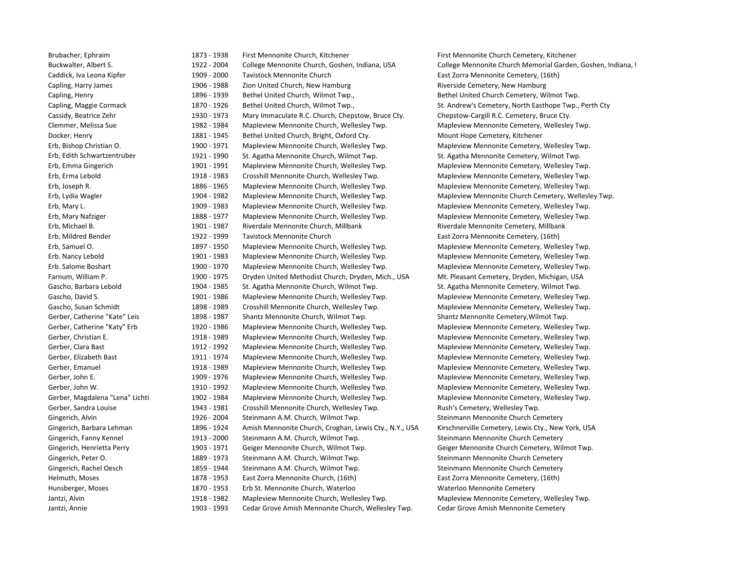| | | | |
|---|---|---|---|
| Brubacher, Ephraim | 1873 - 1938 | First Mennonite Church, Kitchener | First Mennonite Church Cemetery, Kitchener |
| Buckwalter, Albert S. | 1922 - 2004 | College Mennonite Church, Goshen, Indiana, USA | College Mennonite Church Memorial Garden, Goshen, Indiana, U |
| Caddick, Iva Leona Kipfer | 1909 - 2000 | Tavistock Mennonite Church | East Zorra Mennonite Cemetery, (16th) |
| Capling, Harry James | 1906 - 1988 | Zion United Church, New Hamburg | Riverside Cemetery, New Hamburg |
| Capling, Henry | 1896 - 1939 | Bethel United Church, Wilmot Twp., | Bethel United Church Cemetery, Wilmot Twp. |
| Capling, Maggie Cormack | 1870 - 1926 | Bethel United Church, Wilmot Twp., | St. Andrew's Cemetery, North Easthope Twp., Perth Cty |
| Cassidy, Beatrice Zehr | 1930 - 1973 | Mary Immaculate R.C. Church, Chepstow, Bruce Cty. | Chepstow-Cargill R.C. Cemetery, Bruce Cty. |
| Clemmer, Melissa Sue | 1982 - 1984 | Mapleview Mennonite Church, Wellesley Twp. | Mapleview Mennonite Cemetery, Wellesley Twp. |
| Docker, Henry | 1881 - 1945 | Bethel United Church, Bright, Oxford Cty. | Mount Hope Cemetery, Kitchener |
| Erb, Bishop Christian O. | 1900 - 1971 | Mapleview Mennonite Church, Wellesley Twp. | Mapleview Mennonite Cemetery, Wellesley Twp. |
| Erb, Edith Schwartzentruber | 1921 - 1990 | St. Agatha Mennonite Church, Wilmot Twp. | St. Agatha Mennonite Cemetery, Wilmot Twp. |
| Erb, Emma Gingerich | 1901 - 1991 | Mapleview Mennonite Church, Wellesley Twp. | Mapleview Mennonite Cemetery, Wellesley Twp. |
| Erb, Erma Lebold | 1918 - 1983 | Crosshill Mennonite Church, Wellesley Twp. | Mapleview Mennonite Cemetery, Wellesley Twp. |
| Erb, Joseph R. | 1886 - 1965 | Mapleview Mennonite Church, Wellesley Twp. | Mapleview Mennonite Cemetery, Wellesley Twp. |
| Erb, Lydia Wagler | 1904 - 1982 | Mapleview Mennonite Church, Wellesley Twp. | Mapleview Mennonite Church Cemetery, Wellesley Twp. |
| Erb, Mary L. | 1909 - 1983 | Mapleview Mennonite Church, Wellesley Twp. | Mapleview Mennonite Cemetery, Wellesley Twp. |
| Erb, Mary Nafziger | 1888 - 1977 | Mapleview Mennonite Church, Wellesley Twp. | Mapleview Mennonite Cemetery, Wellesley Twp. |
| Erb, Michael B. | 1901 - 1987 | Riverdale Mennonite Church, Millbank | Riverdale Mennonite Cemetery, Millbank |
| Erb, Mildred Bender | 1922 - 1999 | Tavistock Mennonite Church | East Zorra Mennonite Cemetery, (16th) |
| Erb, Samuel O. | 1897 - 1950 | Mapleview Mennonite Church, Wellesley Twp. | Mapleview Mennonite Cemetery, Wellesley Twp. |
| Erb. Nancy Lebold | 1901 - 1983 | Mapleview Mennonite Church, Wellesley Twp. | Mapleview Mennonite Cemetery, Wellesley Twp. |
| Erb. Salome Boshart | 1900 - 1970 | Mapleview Mennonite Church, Wellesley Twp. | Mapleview Mennonite Cemetery, Wellesley Twp. |
| Farnum, William P. | 1900 - 1975 | Dryden United Methodist Church, Dryden, Mich., USA | Mt. Pleasant Cemetery, Dryden, Michigan, USA |
| Gascho, Barbara Lebold | 1904 - 1985 | St. Agatha Mennonite Church, Wilmot Twp. | St. Agatha Mennonite Cemetery, Wilmot Twp. |
| Gascho, David S. | 1901 - 1986 | Mapleview Mennonite Church, Wellesley Twp. | Mapleview Mennonite Cemetery, Wellesley Twp. |
| Gascho, Susan Schmidt | 1898 - 1989 | Crosshill Mennonite Church, Wellesley Twp. | Mapleview Mennonite Cemetery, Wellesley Twp. |
| Gerber, Catherine "Kate" Leis | 1898 - 1987 | Shantz Mennonite Church, Wilmot Twp. | Shantz Mennonite Cemetery,Wilmot Twp. |
| Gerber, Catherine "Katy" Erb | 1920 - 1986 | Mapleview Mennonite Church, Wellesley Twp. | Mapleview Mennonite Cemetery, Wellesley Twp. |
| Gerber, Christian E. | 1918 - 1989 | Mapleview Mennonite Church, Wellesley Twp. | Mapleview Mennonite Cemetery, Wellesley Twp. |
| Gerber, Clara Bast | 1912 - 1992 | Mapleview Mennonite Church, Wellesley Twp. | Mapleview Mennonite Cemetery, Wellesley Twp. |
| Gerber, Elizabeth Bast | 1911 - 1974 | Mapleview Mennonite Church, Wellesley Twp. | Mapleview Mennonite Cemetery, Wellesley Twp. |
| Gerber, Emanuel | 1918 - 1989 | Mapleview Mennonite Church, Wellesley Twp. | Mapleview Mennonite Cemetery, Wellesley Twp. |
| Gerber, John E. | 1909 - 1976 | Mapleview Mennonite Church, Wellesley Twp. | Mapleview Mennonite Cemetery, Wellesley Twp. |
| Gerber, John W. | 1910 - 1992 | Mapleview Mennonite Church, Wellesley Twp. | Mapleview Mennonite Cemetery, Wellesley Twp. |
| Gerber, Magdalena "Lena" Lichti | 1902 - 1984 | Mapleview Mennonite Church, Wellesley Twp. | Mapleview Mennonite Cemetery, Wellesley Twp. |
| Gerber, Sandra Louise | 1943 - 1981 | Crosshill Mennonite Church, Wellesley Twp. | Rush's Cemetery, Wellesley Twp. |
| Gingerich, Alvin | 1926 - 2004 | Steinmann A.M. Church, Wilmot Twp. | Steinmann Mennonite Church Cemetery |
| Gingerich, Barbara Lehman | 1896 - 1924 | Amish Mennonite Church, Croghan, Lewis Cty., N.Y., USA | Kirschnerville Cemetery, Lewis Cty., New York, USA |
| Gingerich, Fanny Kennel | 1913 - 2000 | Steinmann A.M. Church, Wilmot Twp. | Steinmann Mennonite Church Cemetery |
| Gingerich, Henrietta Perry | 1903 - 1971 | Geiger Mennonite Church, Wilmot Twp. | Geiger Mennonite Church Cemetery, Wilmot Twp. |
| Gingerich, Peter O. | 1889 - 1973 | Steinmann A.M. Church, Wilmot Twp. | Steinmann Mennonite Church Cemetery |
| Gingerich, Rachel Oesch | 1859 - 1944 | Steinmann A.M. Church, Wilmot Twp. | Steinmann Mennonite Church Cemetery |
| Helmuth, Moses | 1878 - 1953 | East Zorra Mennonite Church, (16th) | East Zorra Mennonite Cemetery, (16th) |
| Hunsberger, Moses | 1870 - 1953 | Erb St. Mennonite Church, Waterloo | Waterloo Mennonite Cemetery |
| Jantzi, Alvin | 1918 - 1982 | Mapleview Mennonite Church, Wellesley Twp. | Mapleview Mennonite Cemetery, Wellesley Twp. |
| Jantzi, Annie | 1903 - 1993 | Cedar Grove Amish Mennonite Church, Wellesley Twp. | Cedar Grove Amish Mennonite Cemetery |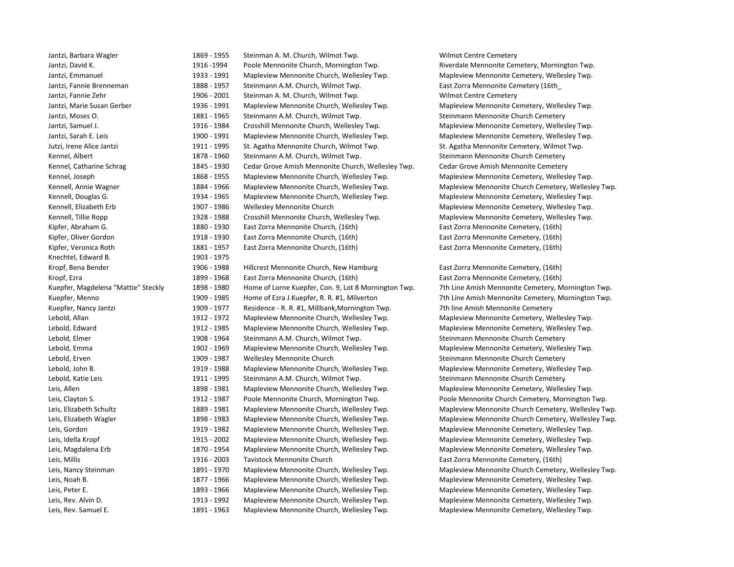| | | | |
|---|---|---|---|
| Jantzi, Barbara Wagler | 1869 - 1955 | Steinman A. M. Church, Wilmot Twp. | Wilmot Centre Cemetery |
| Jantzi, David K. | 1916 -1994 | Poole Mennonite Church, Mornington Twp. | Riverdale Mennonite Cemetery, Mornington Twp. |
| Jantzi, Emmanuel | 1933 - 1991 | Mapleview Mennonite Church, Wellesley Twp. | Mapleview Mennonite Cemetery, Wellesley Twp. |
| Jantzi, Fannie Brenneman | 1888 - 1957 | Steinmann A.M. Church, Wilmot Twp. | East Zorra Mennonite Cemetery (16th_ |
| Jantzi, Fannie Zehr | 1906 - 2001 | Steinman A. M. Church, Wilmot Twp. | Wilmot Centre Cemetery |
| Jantzi, Marie Susan Gerber | 1936 - 1991 | Mapleview Mennonite Church, Wellesley Twp. | Mapleview Mennonite Cemetery, Wellesley Twp. |
| Jantzi, Moses O. | 1881 - 1965 | Steinmann A.M. Church, Wilmot Twp. | Steinmann Mennonite Church Cemetery |
| Jantzi, Samuel J. | 1916 - 1984 | Crosshill Mennonite Church, Wellesley Twp. | Mapleview Mennonite Cemetery, Wellesley Twp. |
| Jantzi, Sarah E. Leis | 1900 - 1991 | Mapleview Mennonite Church, Wellesley Twp. | Mapleview Mennonite Cemetery, Wellesley Twp. |
| Jutzi, Irene Alice Jantzi | 1911 - 1995 | St. Agatha Mennonite Church, Wilmot Twp. | St. Agatha Mennonite Cemetery, Wilmot Twp. |
| Kennel, Albert | 1878 - 1960 | Steinmann A.M. Church, Wilmot Twp. | Steinmann Mennonite Church Cemetery |
| Kennel, Catharine Schrag | 1845 - 1930 | Cedar Grove Amish Mennonite Church, Wellesley Twp. | Cedar Grove Amish Mennonite Cemetery |
| Kennel, Joseph | 1868 - 1955 | Mapleview Mennonite Church, Wellesley Twp. | Mapleview Mennonite Cemetery, Wellesley Twp. |
| Kennell, Annie Wagner | 1884 - 1966 | Mapleview Mennonite Church, Wellesley Twp. | Mapleview Mennonite Church Cemetery, Wellesley Twp. |
| Kennell, Douglas G. | 1934 - 1965 | Mapleview Mennonite Church, Wellesley Twp. | Mapleview Mennonite Cemetery, Wellesley Twp. |
| Kennell, Elizabeth Erb | 1907 - 1986 | Wellesley Mennonite Church | Mapleview Mennonite Cemetery, Wellesley Twp. |
| Kennell, Tillie Ropp | 1928 - 1988 | Crosshill Mennonite Church, Wellesley Twp. | Mapleview Mennonite Cemetery, Wellesley Twp. |
| Kipfer, Abraham G. | 1880 - 1930 | East Zorra Mennonite Church, (16th) | East Zorra Mennonite Cemetery, (16th) |
| Kipfer, Oliver Gordon | 1918 - 1930 | East Zorra Mennonite Church, (16th) | East Zorra Mennonite Cemetery, (16th) |
| Kipfer, Veronica Roth | 1881 - 1957 | East Zorra Mennonite Church, (16th) | East Zorra Mennonite Cemetery, (16th) |
| Knechtel, Edward B. | 1903 - 1975 | | |
| Kropf, Bena Bender | 1906 - 1988 | Hillcrest Mennonite Church, New Hamburg | East Zorra Mennonite Cemetery, (16th) |
| Kropf, Ezra | 1899 - 1968 | East Zorra Mennonite Church, (16th) | East Zorra Mennonite Cemetery, (16th) |
| Kuepfer, Magdelena "Mattie" Steckly | 1898 - 1980 | Home of Lorne Kuepfer, Con. 9, Lot 8 Mornington Twp. | 7th Line Amish Mennonite Cemetery, Mornington Twp. |
| Kuepfer, Menno | 1909 - 1985 | Home of Ezra J.Kuepfer, R. R. #1, Milverton | 7th Line Amish Mennonite Cemetery, Mornington Twp. |
| Kuepfer, Nancy Jantzi | 1909 - 1977 | Residence - R. R. #1, Millbank,Mornington Twp. | 7th line Amish Mennonite Cemetery |
| Lebold, Allan | 1912 - 1972 | Mapleview Mennonite Church, Wellesley Twp. | Mapleview Mennonite Cemetery, Wellesley Twp. |
| Lebold, Edward | 1912 - 1985 | Mapleview Mennonite Church, Wellesley Twp. | Mapleview Mennonite Cemetery, Wellesley Twp. |
| Lebold, Elmer | 1908 - 1964 | Steinmann A.M. Church, Wilmot Twp. | Steinmann Mennonite Church Cemetery |
| Lebold, Emma | 1902 - 1969 | Mapleview Mennonite Church, Wellesley Twp. | Mapleview Mennonite Cemetery, Wellesley Twp. |
| Lebold, Erven | 1909 - 1987 | Wellesley Mennonite Church | Steinmann Mennonite Church Cemetery |
| Lebold, John B. | 1919 - 1988 | Mapleview Mennonite Church, Wellesley Twp. | Mapleview Mennonite Cemetery, Wellesley Twp. |
| Lebold, Katie Leis | 1911 - 1995 | Steinmann A.M. Church, Wilmot Twp. | Steinmann Mennonite Church Cemetery |
| Leis, Allen | 1898 - 1981 | Mapleview Mennonite Church, Wellesley Twp. | Mapleview Mennonite Cemetery, Wellesley Twp. |
| Leis, Clayton S. | 1912 - 1987 | Poole Mennonite Church, Mornington Twp. | Poole Mennonite Church Cemetery, Mornington Twp. |
| Leis, Elizabeth Schultz | 1889 - 1981 | Mapleview Mennonite Church, Wellesley Twp. | Mapleview Mennonite Church Cemetery, Wellesley Twp. |
| Leis, Elizabeth Wagler | 1898 - 1983 | Mapleview Mennonite Church, Wellesley Twp. | Mapleview Mennonite Church Cemetery, Wellesley Twp. |
| Leis, Gordon | 1919 - 1982 | Mapleview Mennonite Church, Wellesley Twp. | Mapleview Mennonite Cemetery, Wellesley Twp. |
| Leis, Idella Kropf | 1915 - 2002 | Mapleview Mennonite Church, Wellesley Twp. | Mapleview Mennonite Cemetery, Wellesley Twp. |
| Leis, Magdalena Erb | 1870 - 1954 | Mapleview Mennonite Church, Wellesley Twp. | Mapleview Mennonite Cemetery, Wellesley Twp. |
| Leis, Millis | 1916 - 2003 | Tavistock Mennonite Church | East Zorra Mennonite Cemetery, (16th) |
| Leis, Nancy Steinman | 1891 - 1970 | Mapleview Mennonite Church, Wellesley Twp. | Mapleview Mennonite Church Cemetery, Wellesley Twp. |
| Leis, Noah B. | 1877 - 1966 | Mapleview Mennonite Church, Wellesley Twp. | Mapleview Mennonite Cemetery, Wellesley Twp. |
| Leis, Peter E. | 1893 - 1966 | Mapleview Mennonite Church, Wellesley Twp. | Mapleview Mennonite Cemetery, Wellesley Twp. |
| Leis, Rev. Alvin D. | 1913 - 1992 | Mapleview Mennonite Church, Wellesley Twp. | Mapleview Mennonite Cemetery, Wellesley Twp. |
| Leis, Rev. Samuel E. | 1891 - 1963 | Mapleview Mennonite Church, Wellesley Twp. | Mapleview Mennonite Cemetery, Wellesley Twp. |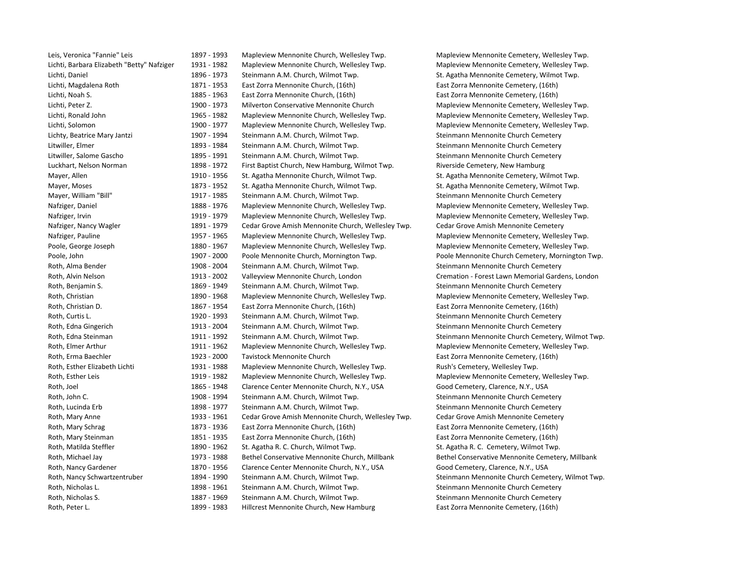| | | | |
|---|---|---|---|
| Leis, Veronica "Fannie" Leis | 1897 - 1993 | Mapleview Mennonite Church, Wellesley Twp. | Mapleview Mennonite Cemetery, Wellesley Twp. |
| Lichti, Barbara Elizabeth "Betty" Nafziger | 1931 - 1982 | Mapleview Mennonite Church, Wellesley Twp. | Mapleview Mennonite Cemetery, Wellesley Twp. |
| Lichti, Daniel | 1896 - 1973 | Steinmann A.M. Church, Wilmot Twp. | St. Agatha Mennonite Cemetery, Wilmot Twp. |
| Lichti, Magdalena Roth | 1871 - 1953 | East Zorra Mennonite Church, (16th) | East Zorra Mennonite Cemetery, (16th) |
| Lichti, Noah S. | 1885 - 1963 | East Zorra Mennonite Church, (16th) | East Zorra Mennonite Cemetery, (16th) |
| Lichti, Peter Z. | 1900 - 1973 | Milverton Conservative Mennonite Church | Mapleview Mennonite Cemetery, Wellesley Twp. |
| Lichti, Ronald John | 1965 - 1982 | Mapleview Mennonite Church, Wellesley Twp. | Mapleview Mennonite Cemetery, Wellesley Twp. |
| Lichti, Solomon | 1900 - 1977 | Mapleview Mennonite Church, Wellesley Twp. | Mapleview Mennonite Cemetery, Wellesley Twp. |
| Lichty, Beatrice Mary Jantzi | 1907 - 1994 | Steinmann A.M. Church, Wilmot Twp. | Steinmann Mennonite Church Cemetery |
| Litwiller, Elmer | 1893 - 1984 | Steinmann A.M. Church, Wilmot Twp. | Steinmann Mennonite Church Cemetery |
| Litwiller, Salome Gascho | 1895 - 1991 | Steinmann A.M. Church, Wilmot Twp. | Steinmann Mennonite Church Cemetery |
| Luckhart, Nelson Norman | 1898 - 1972 | First Baptist Church, New Hamburg, Wilmot Twp. | Riverside Cemetery, New Hamburg |
| Mayer, Allen | 1910 - 1956 | St. Agatha Mennonite Church, Wilmot Twp. | St. Agatha Mennonite Cemetery, Wilmot Twp. |
| Mayer, Moses | 1873 - 1952 | St. Agatha Mennonite Church, Wilmot Twp. | St. Agatha Mennonite Cemetery, Wilmot Twp. |
| Mayer, William "Bill" | 1917 - 1985 | Steinmann A.M. Church, Wilmot Twp. | Steinmann Mennonite Church Cemetery |
| Nafziger, Daniel | 1888 - 1976 | Mapleview Mennonite Church, Wellesley Twp. | Mapleview Mennonite Cemetery, Wellesley Twp. |
| Nafziger, Irvin | 1919 - 1979 | Mapleview Mennonite Church, Wellesley Twp. | Mapleview Mennonite Cemetery, Wellesley Twp. |
| Nafziger, Nancy Wagler | 1891 - 1979 | Cedar Grove Amish Mennonite Church, Wellesley Twp. | Cedar Grove Amish Mennonite Cemetery |
| Nafziger, Pauline | 1957 - 1965 | Mapleview Mennonite Church, Wellesley Twp. | Mapleview Mennonite Cemetery, Wellesley Twp. |
| Poole, George Joseph | 1880 - 1967 | Mapleview Mennonite Church, Wellesley Twp. | Mapleview Mennonite Cemetery, Wellesley Twp. |
| Poole, John | 1907 - 2000 | Poole Mennonite Church, Mornington Twp. | Poole Mennonite Church Cemetery, Mornington Twp. |
| Roth, Alma Bender | 1908 - 2004 | Steinmann A.M. Church, Wilmot Twp. | Steinmann Mennonite Church Cemetery |
| Roth, Alvin Nelson | 1913 - 2002 | Valleyview Mennonite Church, London | Cremation - Forest Lawn Memorial Gardens, London |
| Roth, Benjamin S. | 1869 - 1949 | Steinmann A.M. Church, Wilmot Twp. | Steinmann Mennonite Church Cemetery |
| Roth, Christian | 1890 - 1968 | Mapleview Mennonite Church, Wellesley Twp. | Mapleview Mennonite Cemetery, Wellesley Twp. |
| Roth, Christian D. | 1867 - 1954 | East Zorra Mennonite Church, (16th) | East Zorra Mennonite Cemetery, (16th) |
| Roth, Curtis L. | 1920 - 1993 | Steinmann A.M. Church, Wilmot Twp. | Steinmann Mennonite Church Cemetery |
| Roth, Edna Gingerich | 1913 - 2004 | Steinmann A.M. Church, Wilmot Twp. | Steinmann Mennonite Church Cemetery |
| Roth, Edna Steinman | 1911 - 1992 | Steinmann A.M. Church, Wilmot Twp. | Steinmann Mennonite Church Cemetery, Wilmot Twp. |
| Roth, Elmer Arthur | 1911 - 1962 | Mapleview Mennonite Church, Wellesley Twp. | Mapleview Mennonite Cemetery, Wellesley Twp. |
| Roth, Erma Baechler | 1923 - 2000 | Tavistock Mennonite Church | East Zorra Mennonite Cemetery, (16th) |
| Roth, Esther Elizabeth Lichti | 1931 - 1988 | Mapleview Mennonite Church, Wellesley Twp. | Rush's Cemetery, Wellesley Twp. |
| Roth, Esther Leis | 1919 - 1982 | Mapleview Mennonite Church, Wellesley Twp. | Mapleview Mennonite Cemetery, Wellesley Twp. |
| Roth, Joel | 1865 - 1948 | Clarence Center Mennonite Church, N.Y., USA | Good Cemetery, Clarence, N.Y., USA |
| Roth, John C. | 1908 - 1994 | Steinmann A.M. Church, Wilmot Twp. | Steinmann Mennonite Church Cemetery |
| Roth, Lucinda Erb | 1898 - 1977 | Steinmann A.M. Church, Wilmot Twp. | Steinmann Mennonite Church Cemetery |
| Roth, Mary Anne | 1933 - 1961 | Cedar Grove Amish Mennonite Church, Wellesley Twp. | Cedar Grove Amish Mennonite Cemetery |
| Roth, Mary Schrag | 1873 - 1936 | East Zorra Mennonite Church, (16th) | East Zorra Mennonite Cemetery, (16th) |
| Roth, Mary Steinman | 1851 - 1935 | East Zorra Mennonite Church, (16th) | East Zorra Mennonite Cemetery, (16th) |
| Roth, Matilda Steffler | 1890 - 1962 | St. Agatha R. C. Church, Wilmot Twp. | St. Agatha R. C. Cemetery, Wilmot Twp. |
| Roth, Michael Jay | 1973 - 1988 | Bethel Conservative Mennonite Church, Millbank | Bethel Conservative Mennonite Cemetery, Millbank |
| Roth, Nancy Gardener | 1870 - 1956 | Clarence Center Mennonite Church, N.Y., USA | Good Cemetery, Clarence, N.Y., USA |
| Roth, Nancy Schwartzentruber | 1894 - 1990 | Steinmann A.M. Church, Wilmot Twp. | Steinmann Mennonite Church Cemetery, Wilmot Twp. |
| Roth, Nicholas L. | 1898 - 1961 | Steinmann A.M. Church, Wilmot Twp. | Steinmann Mennonite Church Cemetery |
| Roth, Nicholas S. | 1887 - 1969 | Steinmann A.M. Church, Wilmot Twp. | Steinmann Mennonite Church Cemetery |
| Roth, Peter L. | 1899 - 1983 | Hillcrest Mennonite Church, New Hamburg | East Zorra Mennonite Cemetery, (16th) |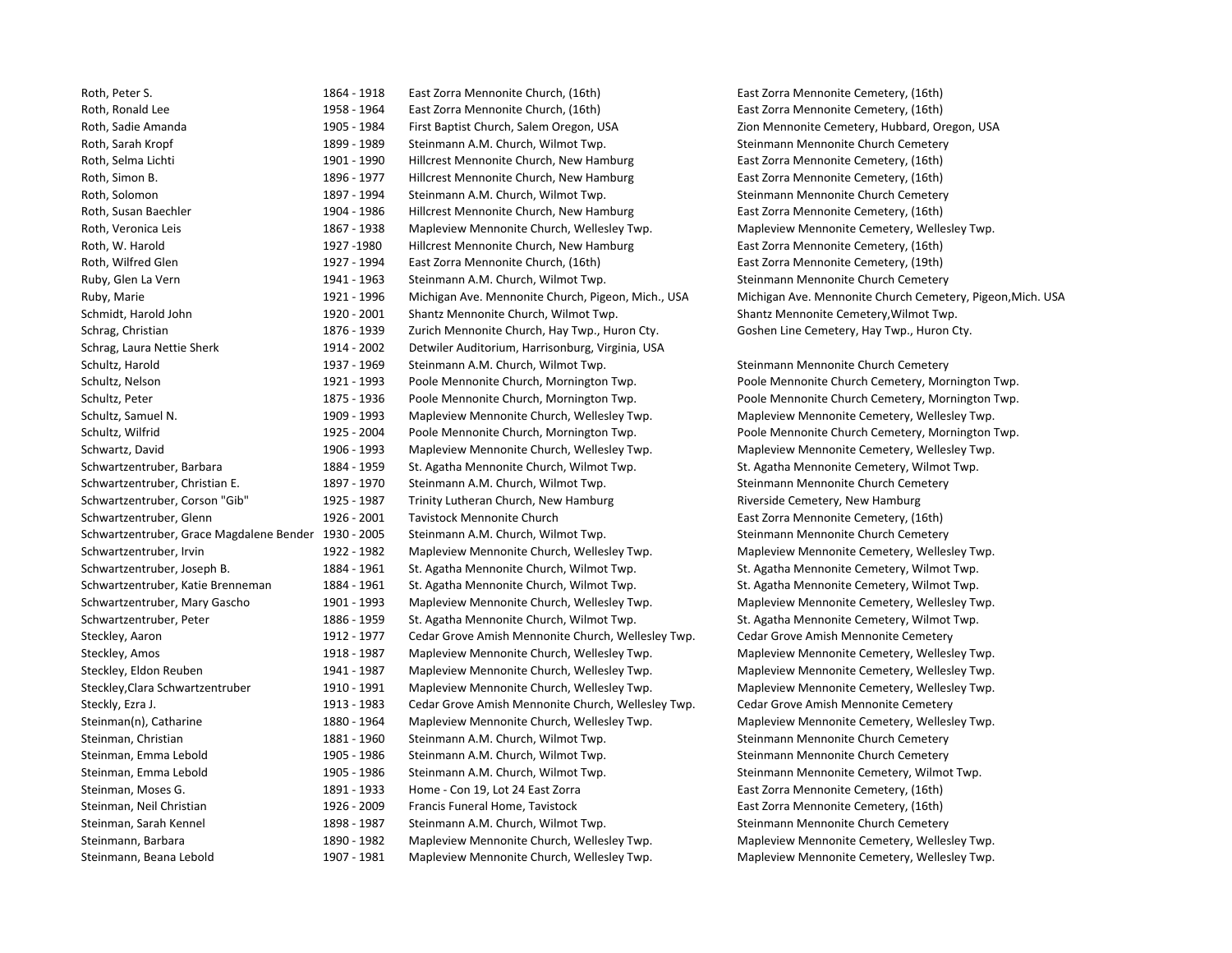| | | | |
|---|---|---|---|
| Roth, Peter S. | 1864 - 1918 | East Zorra Mennonite Church, (16th) | East Zorra Mennonite Cemetery, (16th) |
| Roth, Ronald Lee | 1958 - 1964 | East Zorra Mennonite Church, (16th) | East Zorra Mennonite Cemetery, (16th) |
| Roth, Sadie Amanda | 1905 - 1984 | First Baptist Church, Salem Oregon, USA | Zion Mennonite Cemetery, Hubbard, Oregon, USA |
| Roth, Sarah Kropf | 1899 - 1989 | Steinmann A.M. Church, Wilmot Twp. | Steinmann Mennonite Church Cemetery |
| Roth, Selma Lichti | 1901 - 1990 | Hillcrest Mennonite Church, New Hamburg | East Zorra Mennonite Cemetery, (16th) |
| Roth, Simon B. | 1896 - 1977 | Hillcrest Mennonite Church, New Hamburg | East Zorra Mennonite Cemetery, (16th) |
| Roth, Solomon | 1897 - 1994 | Steinmann A.M. Church, Wilmot Twp. | Steinmann Mennonite Church Cemetery |
| Roth, Susan Baechler | 1904 - 1986 | Hillcrest Mennonite Church, New Hamburg | East Zorra Mennonite Cemetery, (16th) |
| Roth, Veronica Leis | 1867 - 1938 | Mapleview Mennonite Church, Wellesley Twp. | Mapleview Mennonite Cemetery, Wellesley Twp. |
| Roth, W. Harold | 1927 -1980 | Hillcrest Mennonite Church, New Hamburg | East Zorra Mennonite Cemetery, (16th) |
| Roth, Wilfred Glen | 1927 - 1994 | East Zorra Mennonite Church, (16th) | East Zorra Mennonite Cemetery, (19th) |
| Ruby, Glen La Vern | 1941 - 1963 | Steinmann A.M. Church, Wilmot Twp. | Steinmann Mennonite Church Cemetery |
| Ruby, Marie | 1921 - 1996 | Michigan Ave. Mennonite Church, Pigeon, Mich., USA | Michigan Ave. Mennonite Church Cemetery, Pigeon,Mich. USA |
| Schmidt, Harold John | 1920 - 2001 | Shantz Mennonite Church, Wilmot Twp. | Shantz Mennonite Cemetery,Wilmot Twp. |
| Schrag, Christian | 1876 - 1939 | Zurich Mennonite Church, Hay Twp., Huron Cty. | Goshen Line Cemetery, Hay Twp., Huron Cty. |
| Schrag, Laura Nettie Sherk | 1914 - 2002 | Detwiler Auditorium, Harrisonburg, Virginia, USA | |
| Schultz, Harold | 1937 - 1969 | Steinmann A.M. Church, Wilmot Twp. | Steinmann Mennonite Church Cemetery |
| Schultz, Nelson | 1921 - 1993 | Poole Mennonite Church, Mornington Twp. | Poole Mennonite Church Cemetery, Mornington Twp. |
| Schultz, Peter | 1875 - 1936 | Poole Mennonite Church, Mornington Twp. | Poole Mennonite Church Cemetery, Mornington Twp. |
| Schultz, Samuel N. | 1909 - 1993 | Mapleview Mennonite Church, Wellesley Twp. | Mapleview Mennonite Cemetery, Wellesley Twp. |
| Schultz, Wilfrid | 1925 - 2004 | Poole Mennonite Church, Mornington Twp. | Poole Mennonite Church Cemetery, Mornington Twp. |
| Schwartz, David | 1906 - 1993 | Mapleview Mennonite Church, Wellesley Twp. | Mapleview Mennonite Cemetery, Wellesley Twp. |
| Schwartzentruber, Barbara | 1884 - 1959 | St. Agatha Mennonite Church, Wilmot Twp. | St. Agatha Mennonite Cemetery, Wilmot Twp. |
| Schwartzentruber, Christian E. | 1897 - 1970 | Steinmann A.M. Church, Wilmot Twp. | Steinmann Mennonite Church Cemetery |
| Schwartzentruber, Corson "Gib" | 1925 - 1987 | Trinity Lutheran Church, New Hamburg | Riverside Cemetery, New Hamburg |
| Schwartzentruber, Glenn | 1926 - 2001 | Tavistock Mennonite Church | East Zorra Mennonite Cemetery, (16th) |
| Schwartzentruber, Grace Magdalene Bender | 1930 - 2005 | Steinmann A.M. Church, Wilmot Twp. | Steinmann Mennonite Church Cemetery |
| Schwartzentruber, Irvin | 1922 - 1982 | Mapleview Mennonite Church, Wellesley Twp. | Mapleview Mennonite Cemetery, Wellesley Twp. |
| Schwartzentruber, Joseph B. | 1884 - 1961 | St. Agatha Mennonite Church, Wilmot Twp. | St. Agatha Mennonite Cemetery, Wilmot Twp. |
| Schwartzentruber, Katie Brenneman | 1884 - 1961 | St. Agatha Mennonite Church, Wilmot Twp. | St. Agatha Mennonite Cemetery, Wilmot Twp. |
| Schwartzentruber, Mary Gascho | 1901 - 1993 | Mapleview Mennonite Church, Wellesley Twp. | Mapleview Mennonite Cemetery, Wellesley Twp. |
| Schwartzentruber, Peter | 1886 - 1959 | St. Agatha Mennonite Church, Wilmot Twp. | St. Agatha Mennonite Cemetery, Wilmot Twp. |
| Steckley, Aaron | 1912 - 1977 | Cedar Grove Amish Mennonite Church, Wellesley Twp. | Cedar Grove Amish Mennonite Cemetery |
| Steckley, Amos | 1918 - 1987 | Mapleview Mennonite Church, Wellesley Twp. | Mapleview Mennonite Cemetery, Wellesley Twp. |
| Steckley, Eldon Reuben | 1941 - 1987 | Mapleview Mennonite Church, Wellesley Twp. | Mapleview Mennonite Cemetery, Wellesley Twp. |
| Steckley,Clara Schwartzentruber | 1910 - 1991 | Mapleview Mennonite Church, Wellesley Twp. | Mapleview Mennonite Cemetery, Wellesley Twp. |
| Steckly, Ezra J. | 1913 - 1983 | Cedar Grove Amish Mennonite Church, Wellesley Twp. | Cedar Grove Amish Mennonite Cemetery |
| Steinman(n), Catharine | 1880 - 1964 | Mapleview Mennonite Church, Wellesley Twp. | Mapleview Mennonite Cemetery, Wellesley Twp. |
| Steinman, Christian | 1881 - 1960 | Steinmann A.M. Church, Wilmot Twp. | Steinmann Mennonite Church Cemetery |
| Steinman, Emma Lebold | 1905 - 1986 | Steinmann A.M. Church, Wilmot Twp. | Steinmann Mennonite Church Cemetery |
| Steinman, Emma Lebold | 1905 - 1986 | Steinmann A.M. Church, Wilmot Twp. | Steinmann Mennonite Cemetery, Wilmot Twp. |
| Steinman, Moses G. | 1891 - 1933 | Home - Con 19, Lot 24 East Zorra | East Zorra Mennonite Cemetery, (16th) |
| Steinman, Neil Christian | 1926 - 2009 | Francis Funeral Home, Tavistock | East Zorra Mennonite Cemetery, (16th) |
| Steinman, Sarah Kennel | 1898 - 1987 | Steinmann A.M. Church, Wilmot Twp. | Steinmann Mennonite Church Cemetery |
| Steinmann, Barbara | 1890 - 1982 | Mapleview Mennonite Church, Wellesley Twp. | Mapleview Mennonite Cemetery, Wellesley Twp. |
| Steinmann, Beana Lebold | 1907 - 1981 | Mapleview Mennonite Church, Wellesley Twp. | Mapleview Mennonite Cemetery, Wellesley Twp. |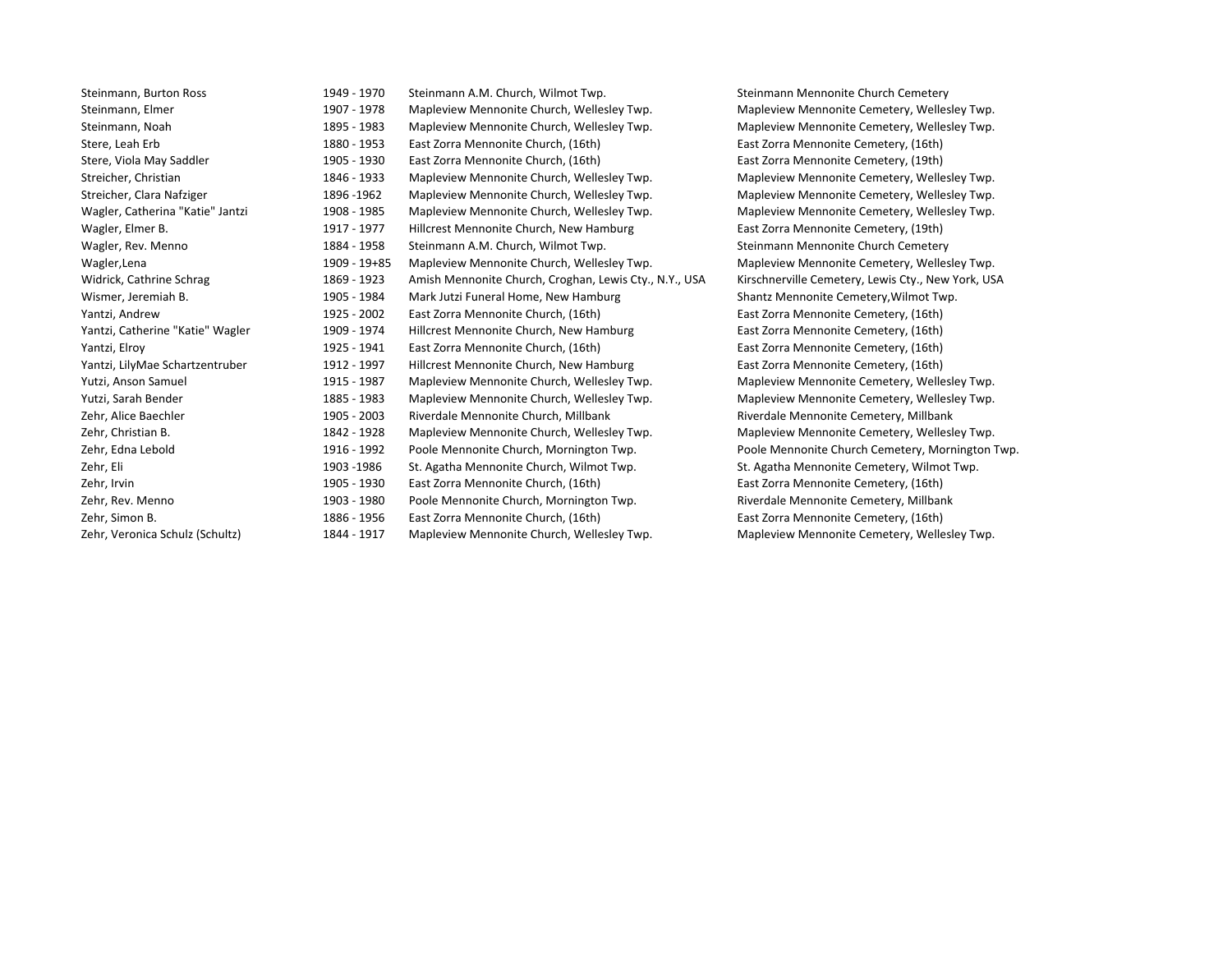| | | | |
|---|---|---|---|
| Steinmann, Burton Ross | 1949 - 1970 | Steinmann A.M. Church, Wilmot Twp. | Steinmann Mennonite Church Cemetery |
| Steinmann, Elmer | 1907 - 1978 | Mapleview Mennonite Church, Wellesley Twp. | Mapleview Mennonite Cemetery, Wellesley Twp. |
| Steinmann, Noah | 1895 - 1983 | Mapleview Mennonite Church, Wellesley Twp. | Mapleview Mennonite Cemetery, Wellesley Twp. |
| Stere, Leah Erb | 1880 - 1953 | East Zorra Mennonite Church, (16th) | East Zorra Mennonite Cemetery, (16th) |
| Stere, Viola May Saddler | 1905 - 1930 | East Zorra Mennonite Church, (16th) | East Zorra Mennonite Cemetery, (19th) |
| Streicher, Christian | 1846 - 1933 | Mapleview Mennonite Church, Wellesley Twp. | Mapleview Mennonite Cemetery, Wellesley Twp. |
| Streicher, Clara Nafziger | 1896 -1962 | Mapleview Mennonite Church, Wellesley Twp. | Mapleview Mennonite Cemetery, Wellesley Twp. |
| Wagler, Catherina "Katie" Jantzi | 1908 - 1985 | Mapleview Mennonite Church, Wellesley Twp. | Mapleview Mennonite Cemetery, Wellesley Twp. |
| Wagler, Elmer B. | 1917 - 1977 | Hillcrest Mennonite Church, New Hamburg | East Zorra Mennonite Cemetery, (19th) |
| Wagler, Rev. Menno | 1884 - 1958 | Steinmann A.M. Church, Wilmot Twp. | Steinmann Mennonite Church Cemetery |
| Wagler,Lena | 1909 - 19+85 | Mapleview Mennonite Church, Wellesley Twp. | Mapleview Mennonite Cemetery, Wellesley Twp. |
| Widrick, Cathrine Schrag | 1869 - 1923 | Amish Mennonite Church, Croghan, Lewis Cty., N.Y., USA | Kirschnerville Cemetery, Lewis Cty., New York, USA |
| Wismer, Jeremiah B. | 1905 - 1984 | Mark Jutzi Funeral Home, New Hamburg | Shantz Mennonite Cemetery,Wilmot Twp. |
| Yantzi, Andrew | 1925 - 2002 | East Zorra Mennonite Church, (16th) | East Zorra Mennonite Cemetery, (16th) |
| Yantzi, Catherine "Katie" Wagler | 1909 - 1974 | Hillcrest Mennonite Church, New Hamburg | East Zorra Mennonite Cemetery, (16th) |
| Yantzi, Elroy | 1925 - 1941 | East Zorra Mennonite Church, (16th) | East Zorra Mennonite Cemetery, (16th) |
| Yantzi, LilyMae Schartzentruber | 1912 - 1997 | Hillcrest Mennonite Church, New Hamburg | East Zorra Mennonite Cemetery, (16th) |
| Yutzi, Anson Samuel | 1915 - 1987 | Mapleview Mennonite Church, Wellesley Twp. | Mapleview Mennonite Cemetery, Wellesley Twp. |
| Yutzi, Sarah Bender | 1885 - 1983 | Mapleview Mennonite Church, Wellesley Twp. | Mapleview Mennonite Cemetery, Wellesley Twp. |
| Zehr, Alice Baechler | 1905 - 2003 | Riverdale Mennonite Church, Millbank | Riverdale Mennonite Cemetery, Millbank |
| Zehr, Christian B. | 1842 - 1928 | Mapleview Mennonite Church, Wellesley Twp. | Mapleview Mennonite Cemetery, Wellesley Twp. |
| Zehr, Edna Lebold | 1916 - 1992 | Poole Mennonite Church, Mornington Twp. | Poole Mennonite Church Cemetery, Mornington Twp. |
| Zehr, Eli | 1903 -1986 | St. Agatha Mennonite Church, Wilmot Twp. | St. Agatha Mennonite Cemetery, Wilmot Twp. |
| Zehr, Irvin | 1905 - 1930 | East Zorra Mennonite Church, (16th) | East Zorra Mennonite Cemetery, (16th) |
| Zehr, Rev. Menno | 1903 - 1980 | Poole Mennonite Church, Mornington Twp. | Riverdale Mennonite Cemetery, Millbank |
| Zehr, Simon B. | 1886 - 1956 | East Zorra Mennonite Church, (16th) | East Zorra Mennonite Cemetery, (16th) |
| Zehr, Veronica Schulz (Schultz) | 1844 - 1917 | Mapleview Mennonite Church, Wellesley Twp. | Mapleview Mennonite Cemetery, Wellesley Twp. |